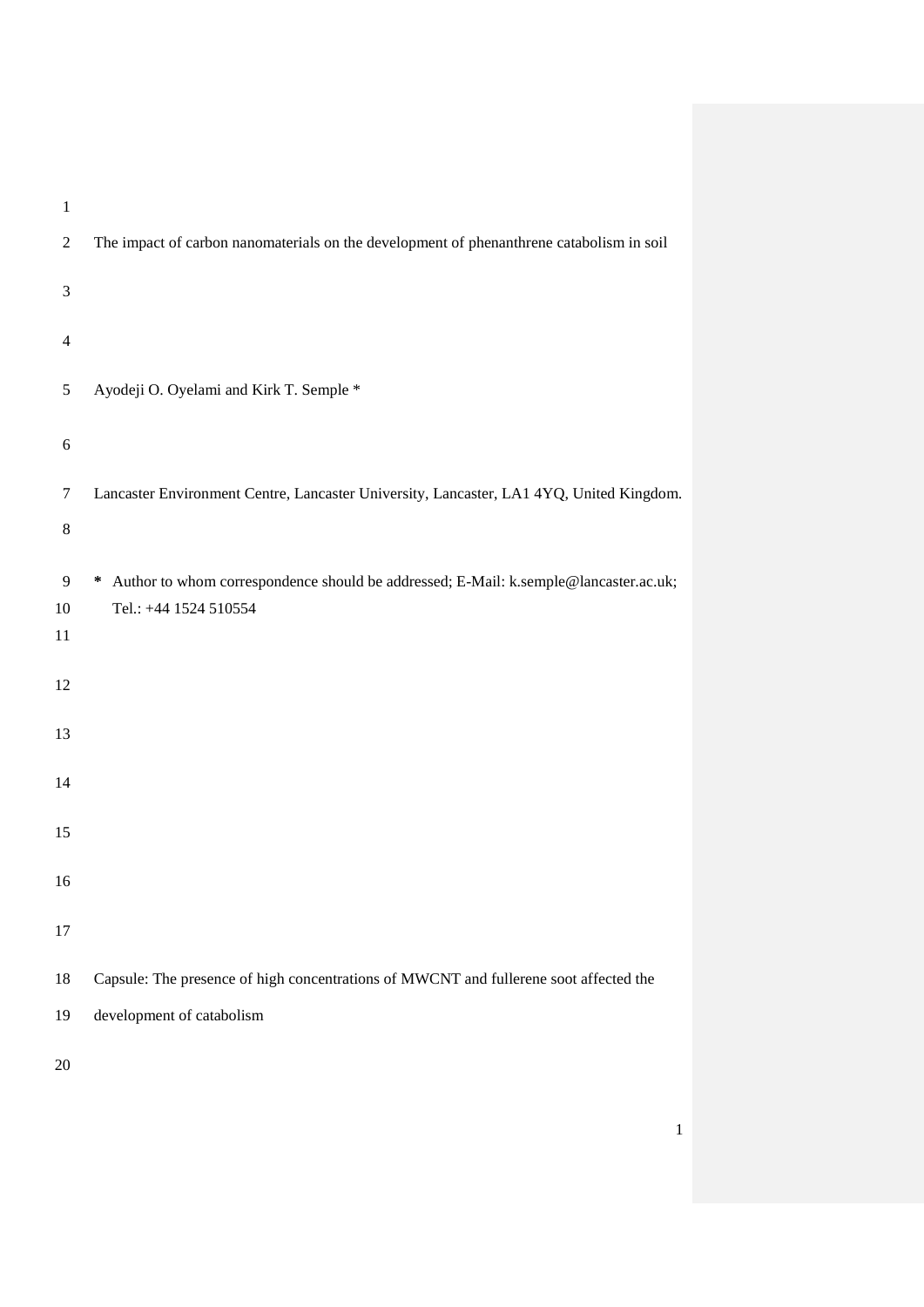# The impact of carbon nanomaterials on the development of phenanthrene catabolism in soil

Ayodeji O. Oyelami and Kirk T. Semple *

Lancaster Environment Centre, Lancaster University, Lancaster, LA1 4YQ, United Kingdom.

**\*** Author to whom correspondence should be addressed; E-Mail: k.semple@lancaster.ac.uk; Tel.: +44 1524 510554

Capsule: The presence of high concentrations of MWCNT and fullerene soot affected the development of catabolism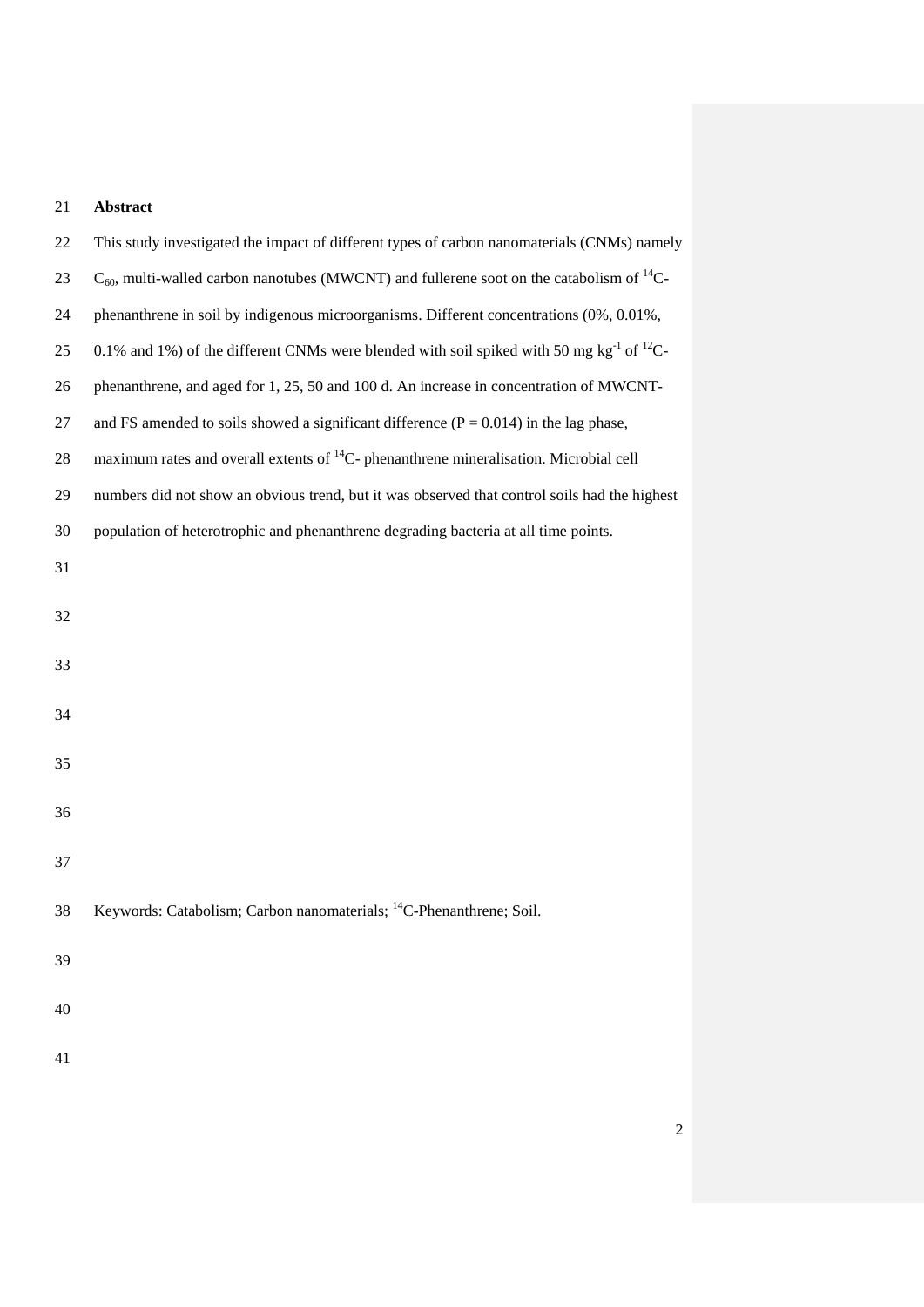## Abstract

This study investigated the impact of different types of carbon nanomaterials (CNMs) namely $C_{60}$, multi-walled carbon nanotubes (MWCNT) and fullerene soot on the catabolism of $^{14}C$-phenanthrene in soil by indigenous microorganisms. Different concentrations (0%, 0.01%, 0.1% and 1%) of the different CNMs were blended with soil spiked with 50 mg kg$^{-1}$ of $^{12}C$-phenanthrene, and aged for 1, 25, 50 and 100 d. An increase in concentration of MWCNT- and FS amended to soils showed a significant difference ($P = 0.014$) in the lag phase, maximum rates and overall extents of $^{14}C$- phenanthrene mineralisation. Microbial cell numbers did not show an obvious trend, but it was observed that control soils had the highest population of heterotrophic and phenanthrene degrading bacteria at all time points.

Keywords: Catabolism; Carbon nanomaterials; $^{14}C$-Phenanthrene; Soil.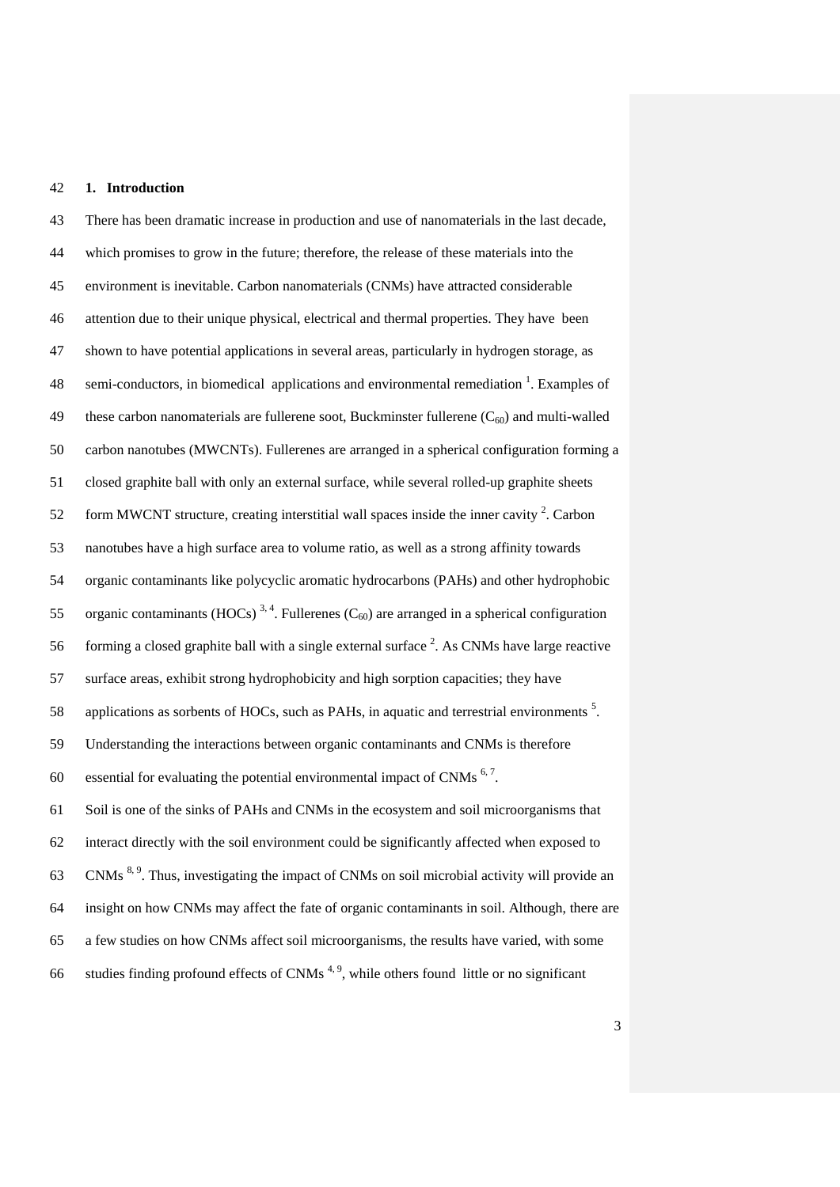## 1. Introduction

There has been dramatic increase in production and use of nanomaterials in the last decade, which promises to grow in the future; therefore, the release of these materials into the environment is inevitable. Carbon nanomaterials (CNMs) have attracted considerable attention due to their unique physical, electrical and thermal properties. They have been shown to have potential applications in several areas, particularly in hydrogen storage, as semi-conductors, in biomedical applications and environmental remediation [1]. Examples of these carbon nanomaterials are fullerene soot, Buckminster fullerene ($C_{60}$) and multi-walled carbon nanotubes (MWCNTs). Fullerenes are arranged in a spherical configuration forming a closed graphite ball with only an external surface, while several rolled-up graphite sheets form MWCNT structure, creating interstitial wall spaces inside the inner cavity [2]. Carbon nanotubes have a high surface area to volume ratio, as well as a strong affinity towards organic contaminants like polycyclic aromatic hydrocarbons (PAHs) and other hydrophobic organic contaminants (HOCs) [3, 4]. Fullerenes ($C_{60}$) are arranged in a spherical configuration forming a closed graphite ball with a single external surface [2]. As CNMs have large reactive surface areas, exhibit strong hydrophobicity and high sorption capacities; they have applications as sorbents of HOCs, such as PAHs, in aquatic and terrestrial environments [5]. Understanding the interactions between organic contaminants and CNMs is therefore essential for evaluating the potential environmental impact of CNMs [6, 7].

Soil is one of the sinks of PAHs and CNMs in the ecosystem and soil microorganisms that interact directly with the soil environment could be significantly affected when exposed to CNMs [8, 9]. Thus, investigating the impact of CNMs on soil microbial activity will provide an insight on how CNMs may affect the fate of organic contaminants in soil. Although, there are a few studies on how CNMs affect soil microorganisms, the results have varied, with some studies finding profound effects of CNMs [4, 9], while others found little or no significant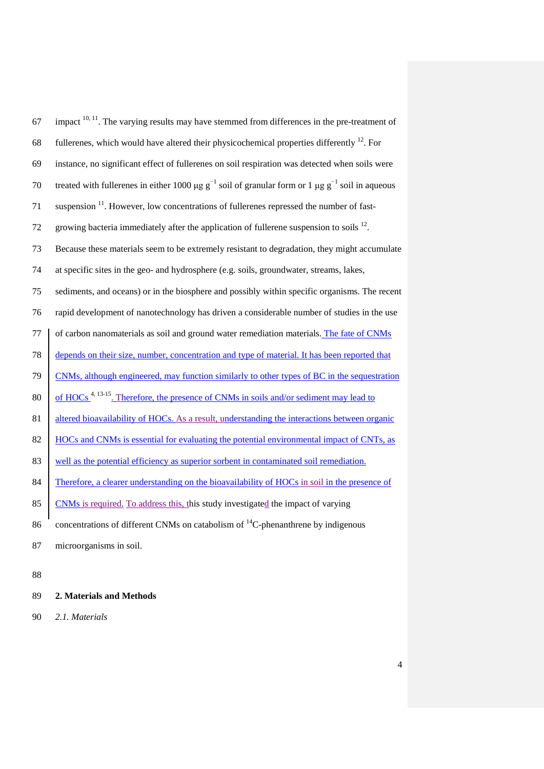impact [10, 11]. The varying results may have stemmed from differences in the pre-treatment of fullerenes, which would have altered their physicochemical properties differently [12]. For instance, no significant effect of fullerenes on soil respiration was detected when soils were treated with fullerenes in either 1000 μg $g^{-1}$ soil of granular form or 1 μg $g^{-1}$ soil in aqueous suspension [11]. However, low concentrations of fullerenes repressed the number of fast-growing bacteria immediately after the application of fullerene suspension to soils [12]. Because these materials seem to be extremely resistant to degradation, they might accumulate at specific sites in the geo- and hydrosphere (e.g. soils, groundwater, streams, lakes, sediments, and oceans) or in the biosphere and possibly within specific organisms. The recent rapid development of nanotechnology has driven a considerable number of studies in the use of carbon nanomaterials as soil and ground water remediation materials. The fate of CNMs depends on their size, number, concentration and type of material. It has been reported that CNMs, although engineered, may function similarly to other types of BC in the sequestration of HOCs [4, 13-15]. Therefore, the presence of CNMs in soils and/or sediment may lead to altered bioavailability of HOCs. As a result, understanding the interactions between organic HOCs and CNMs is essential for evaluating the potential environmental impact of CNTs, as well as the potential efficiency as superior sorbent in contaminated soil remediation. Therefore, a clearer understanding on the bioavailability of HOCs in soil in the presence of CNMs is required. To address this, this study investigated the impact of varying concentrations of different CNMs on catabolism of $^{14}$C-phenanthrene by indigenous microorganisms in soil.

## 2. Materials and Methods

### *2.1. Materials*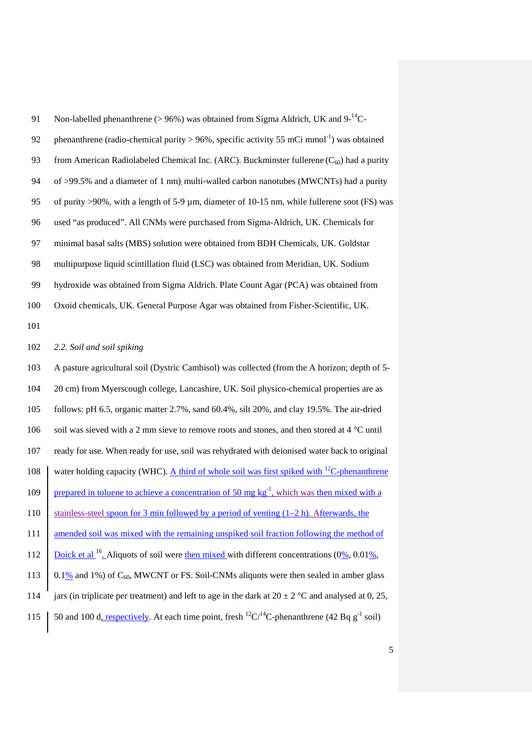Non-labelled phenanthrene (> 96%) was obtained from Sigma Aldrich, UK and 9-$^{14}$C-phenanthrene (radio-chemical purity > 96%, specific activity 55 mCi mmol$^{-1}$) was obtained from American Radiolabeled Chemical Inc. (ARC). Buckminster fullerene ($C_{60}$) had a purity of >99.5% and a diameter of 1 nm), multi-walled carbon nanotubes (MWCNTs) had a purity of purity >90%, with a length of 5-9 µm, diameter of 10-15 nm, while fullerene soot (FS) was used "as produced". All CNMs were purchased from Sigma-Aldrich, UK. Chemicals for minimal basal salts (MBS) solution were obtained from BDH Chemicals, UK. Goldstar multipurpose liquid scintillation fluid (LSC) was obtained from Meridian, UK. Sodium hydroxide was obtained from Sigma Aldrich. Plate Count Agar (PCA) was obtained from Oxoid chemicals, UK. General Purpose Agar was obtained from Fisher-Scientific, UK.

*2.2. Soil and soil spiking*

A pasture agricultural soil (Dystric Cambisol) was collected (from the A horizon; depth of 5-20 cm) from Myerscough college, Lancashire, UK. Soil physico-chemical properties are as follows: pH 6.5, organic matter 2.7%, sand 60.4%, silt 20%, and clay 19.5%. The air-dried soil was sieved with a 2 mm sieve to remove roots and stones, and then stored at 4 °C until ready for use. When ready for use, soil was rehydrated with deionised water back to original water holding capacity (WHC). A third of whole soil was first spiked with $^{12}$C-phenanthrene prepared in toluene to achieve a concentration of 50 mg kg$^{-1}$, which was then mixed with a stainless-steel spoon for 3 min followed by a period of venting (1–2 h). Afterwards, the amended soil was mixed with the remaining unspiked soil fraction following the method of Doick et al [16]. Aliquots of soil were then mixed with different concentrations (0%, 0.01%, 0.1% and 1%) of $C_{60}$, MWCNT or FS. Soil-CNMs aliquots were then sealed in amber glass jars (in triplicate per treatment) and left to age in the dark at 20 ± 2 °C and analysed at 0, 25, 50 and 100 d, respectively. At each time point, fresh $^{12}$C/$^{14}$C-phenanthrene (42 Bq g$^{-1}$ soil)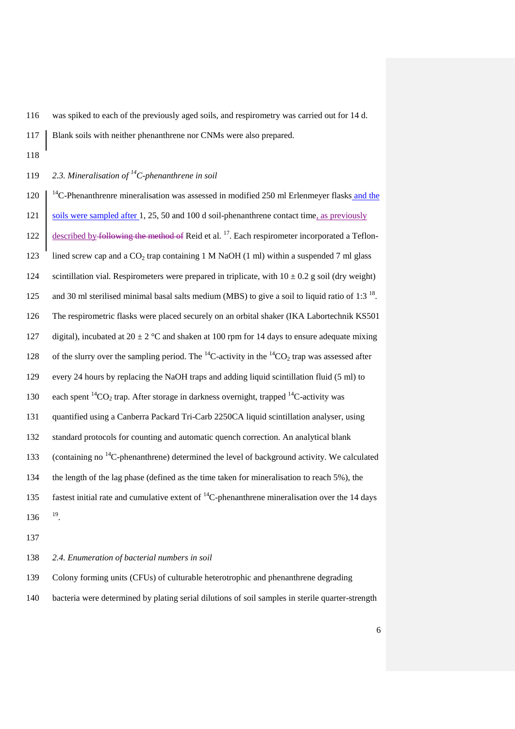was spiked to each of the previously aged soils, and respirometry was carried out for 14 d. Blank soils with neither phenanthrene nor CNMs were also prepared.

### *2.3. Mineralisation of $^{14}C$-phenanthrene in soil*

$^{14}C$-Phenanthrenre mineralisation was assessed in modified 250 ml Erlenmeyer flasks and the soils were sampled after 1, 25, 50 and 100 d soil-phenanthrene contact time, as previously described by Reid et al. [17]. Each respirometer incorporated a Teflon-lined screw cap and a $CO_2$ trap containing 1 M NaOH (1 ml) within a suspended 7 ml glass scintillation vial. Respirometers were prepared in triplicate, with 10 ± 0.2 g soil (dry weight) and 30 ml sterilised minimal basal salts medium (MBS) to give a soil to liquid ratio of 1:3 [18]. The respirometric flasks were placed securely on an orbital shaker (IKA Labortechnik KS501 digital), incubated at 20 ± 2 °C and shaken at 100 rpm for 14 days to ensure adequate mixing of the slurry over the sampling period. The $^{14}C$-activity in the $^{14}CO_2$ trap was assessed after every 24 hours by replacing the NaOH traps and adding liquid scintillation fluid (5 ml) to each spent $^{14}CO_2$ trap. After storage in darkness overnight, trapped $^{14}C$-activity was quantified using a Canberra Packard Tri-Carb 2250CA liquid scintillation analyser, using standard protocols for counting and automatic quench correction. An analytical blank (containing no $^{14}C$-phenanthrene) determined the level of background activity. We calculated the length of the lag phase (defined as the time taken for mineralisation to reach 5%), the fastest initial rate and cumulative extent of $^{14}C$-phenanthrene mineralisation over the 14 days [19].

### *2.4. Enumeration of bacterial numbers in soil*

Colony forming units (CFUs) of culturable heterotrophic and phenanthrene degrading bacteria were determined by plating serial dilutions of soil samples in sterile quarter-strength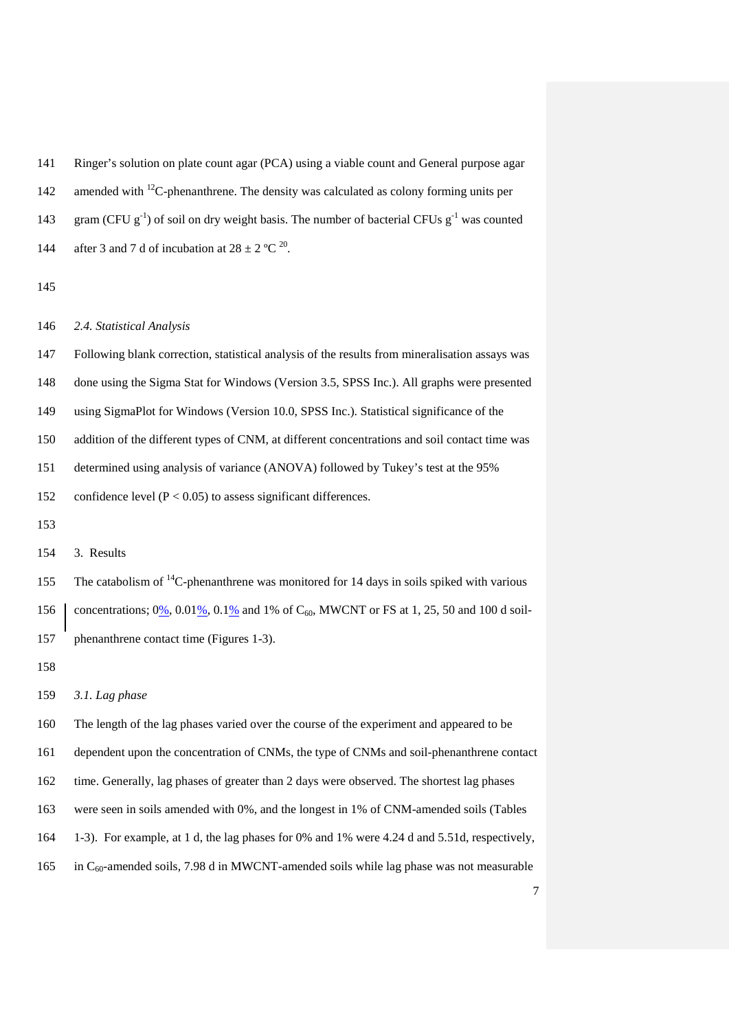Ringer's solution on plate count agar (PCA) using a viable count and General purpose agar amended with $^{12}C$-phenanthrene. The density was calculated as colony forming units per gram (CFU $g^{-1}$) of soil on dry weight basis. The number of bacterial CFUs $g^{-1}$ was counted after 3 and 7 d of incubation at 28 ± 2 ºC [20].

### *2.4. Statistical Analysis*

Following blank correction, statistical analysis of the results from mineralisation assays was done using the Sigma Stat for Windows (Version 3.5, SPSS Inc.). All graphs were presented using SigmaPlot for Windows (Version 10.0, SPSS Inc.). Statistical significance of the addition of the different types of CNM, at different concentrations and soil contact time was determined using analysis of variance (ANOVA) followed by Tukey's test at the 95% confidence level ($P < 0.05$) to assess significant differences.

## 3. Results

The catabolism of $^{14}C$-phenanthrene was monitored for 14 days in soils spiked with various concentrations; 0%, 0.01%, 0.1% and 1% of $C_{60}$, MWCNT or FS at 1, 25, 50 and 100 d soil-phenanthrene contact time (Figures 1-3).

### *3.1. Lag phase*

The length of the lag phases varied over the course of the experiment and appeared to be dependent upon the concentration of CNMs, the type of CNMs and soil-phenanthrene contact time. Generally, lag phases of greater than 2 days were observed. The shortest lag phases were seen in soils amended with 0%, and the longest in 1% of CNM-amended soils (Tables 1-3). For example, at 1 d, the lag phases for 0% and 1% were 4.24 d and 5.51d, respectively, in $C_{60}$-amended soils, 7.98 d in MWCNT-amended soils while lag phase was not measurable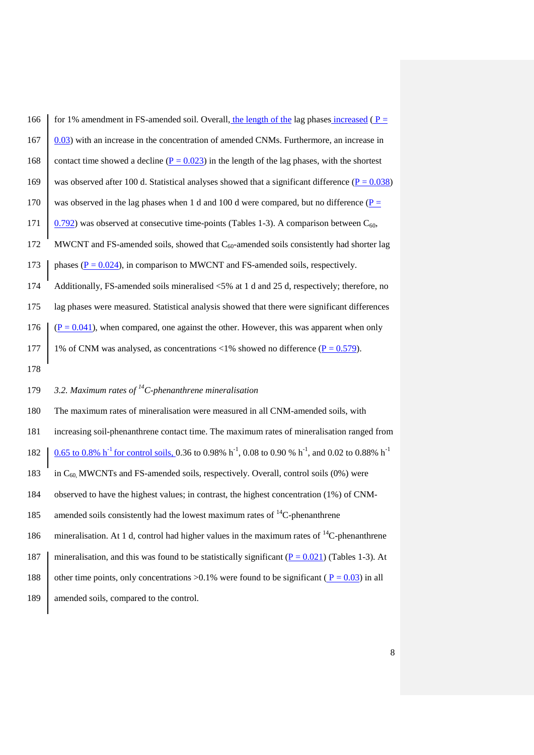for 1% amendment in FS-amended soil. Overall, the length of the lag phases increased (P = 0.03) with an increase in the concentration of amended CNMs. Furthermore, an increase in contact time showed a decline (P = 0.023) in the length of the lag phases, with the shortest was observed after 100 d. Statistical analyses showed that a significant difference (P = 0.038) was observed in the lag phases when 1 d and 100 d were compared, but no difference (P = 0.792) was observed at consecutive time-points (Tables 1-3). A comparison between $C_{60}$, MWCNT and FS-amended soils, showed that $C_{60}$-amended soils consistently had shorter lag phases (P = 0.024), in comparison to MWCNT and FS-amended soils, respectively. Additionally, FS-amended soils mineralised <5% at 1 d and 25 d, respectively; therefore, no lag phases were measured. Statistical analysis showed that there were significant differences (P = 0.041), when compared, one against the other. However, this was apparent when only 1% of CNM was analysed, as concentrations <1% showed no difference (P = 0.579).

### *3.2. Maximum rates of $^{14}$C-phenanthrene mineralisation*

The maximum rates of mineralisation were measured in all CNM-amended soils, with increasing soil-phenanthrene contact time. The maximum rates of mineralisation ranged from 0.65 to 0.8% $h^{-1}$ for control soils, 0.36 to 0.98% $h^{-1}$, 0.08 to 0.90 % $h^{-1}$, and 0.02 to 0.88% $h^{-1}$ in $C_{60}$, MWCNTs and FS-amended soils, respectively. Overall, control soils (0%) were observed to have the highest values; in contrast, the highest concentration (1%) of CNM-amended soils consistently had the lowest maximum rates of $^{14}$C-phenanthrene mineralisation. At 1 d, control had higher values in the maximum rates of $^{14}$C-phenanthrene mineralisation, and this was found to be statistically significant (P = 0.021) (Tables 1-3). At other time points, only concentrations >0.1% were found to be significant (P = 0.03) in all amended soils, compared to the control.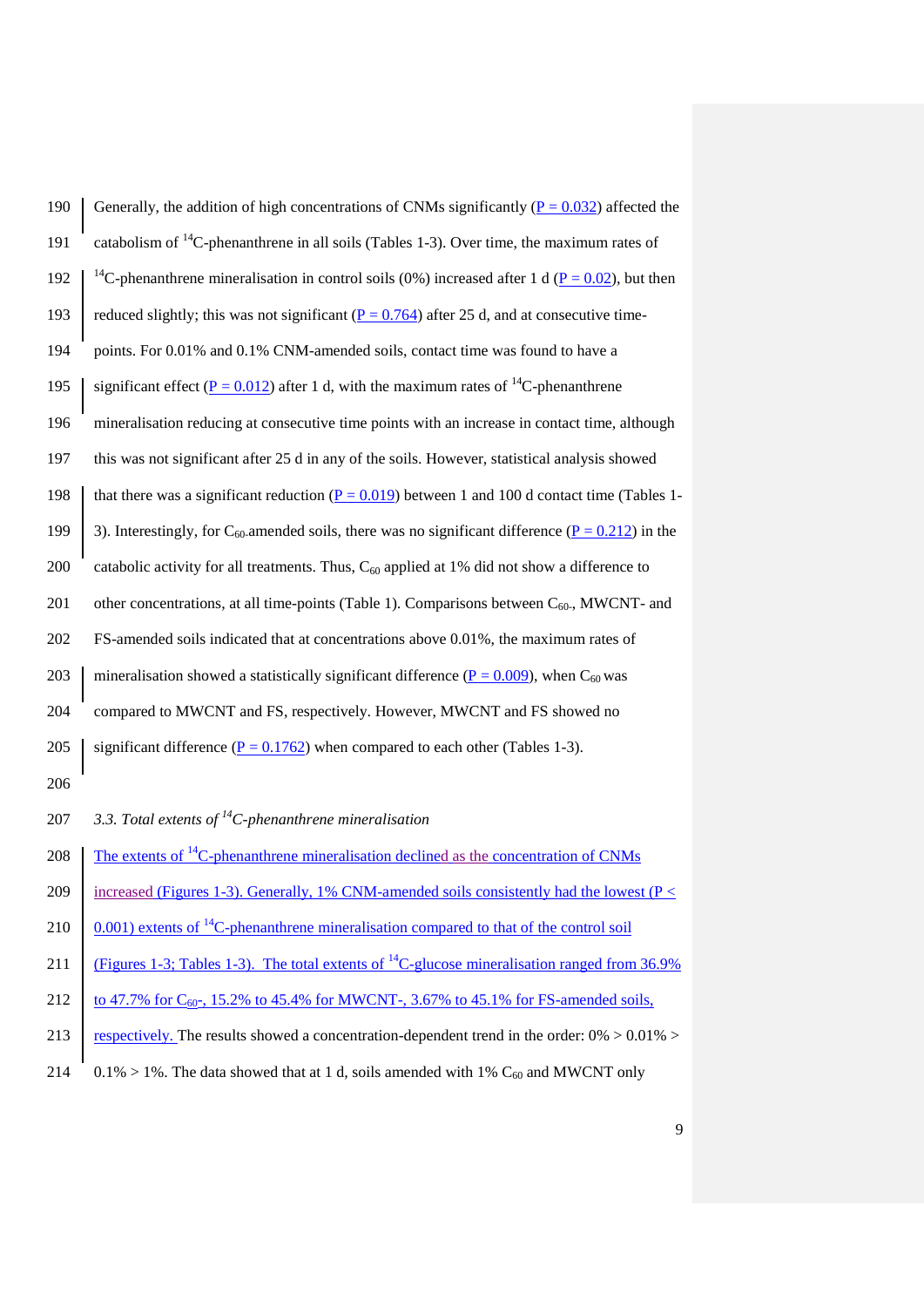Generally, the addition of high concentrations of CNMs significantly ($P = 0.032$) affected the catabolism of $^{14}$C-phenanthrene in all soils (Tables 1-3). Over time, the maximum rates of $^{14}$C-phenanthrene mineralisation in control soils (0%) increased after 1 d ($P = 0.02$), but then reduced slightly; this was not significant ($P = 0.764$) after 25 d, and at consecutive time-points. For 0.01% and 0.1% CNM-amended soils, contact time was found to have a significant effect ($P = 0.012$) after 1 d, with the maximum rates of $^{14}$C-phenanthrene mineralisation reducing at consecutive time points with an increase in contact time, although this was not significant after 25 d in any of the soils. However, statistical analysis showed that there was a significant reduction ($P = 0.019$) between 1 and 100 d contact time (Tables 1-3). Interestingly, for $C_{60}$-amended soils, there was no significant difference ($P = 0.212$) in the catabolic activity for all treatments. Thus, $C_{60}$ applied at 1% did not show a difference to other concentrations, at all time-points (Table 1). Comparisons between $C_{60}$-, MWCNT- and FS-amended soils indicated that at concentrations above 0.01%, the maximum rates of mineralisation showed a statistically significant difference ($P = 0.009$), when $C_{60}$ was compared to MWCNT and FS, respectively. However, MWCNT and FS showed no significant difference ($P = 0.1762$) when compared to each other (Tables 1-3).

### *3.3. Total extents of $^{14}$C-phenanthrene mineralisation*

The extents of $^{14}$C-phenanthrene mineralisation declined as the concentration of CNMs increased (Figures 1-3). Generally, 1% CNM-amended soils consistently had the lowest ($P < 0.001$) extents of $^{14}$C-phenanthrene mineralisation compared to that of the control soil (Figures 1-3; Tables 1-3). The total extents of $^{14}$C-glucose mineralisation ranged from 36.9% to 47.7% for $C_{60}$-, 15.2% to 45.4% for MWCNT-, 3.67% to 45.1% for FS-amended soils, respectively. The results showed a concentration-dependent trend in the order: 0% > 0.01% > 0.1% > 1%. The data showed that at 1 d, soils amended with 1% $C_{60}$ and MWCNT only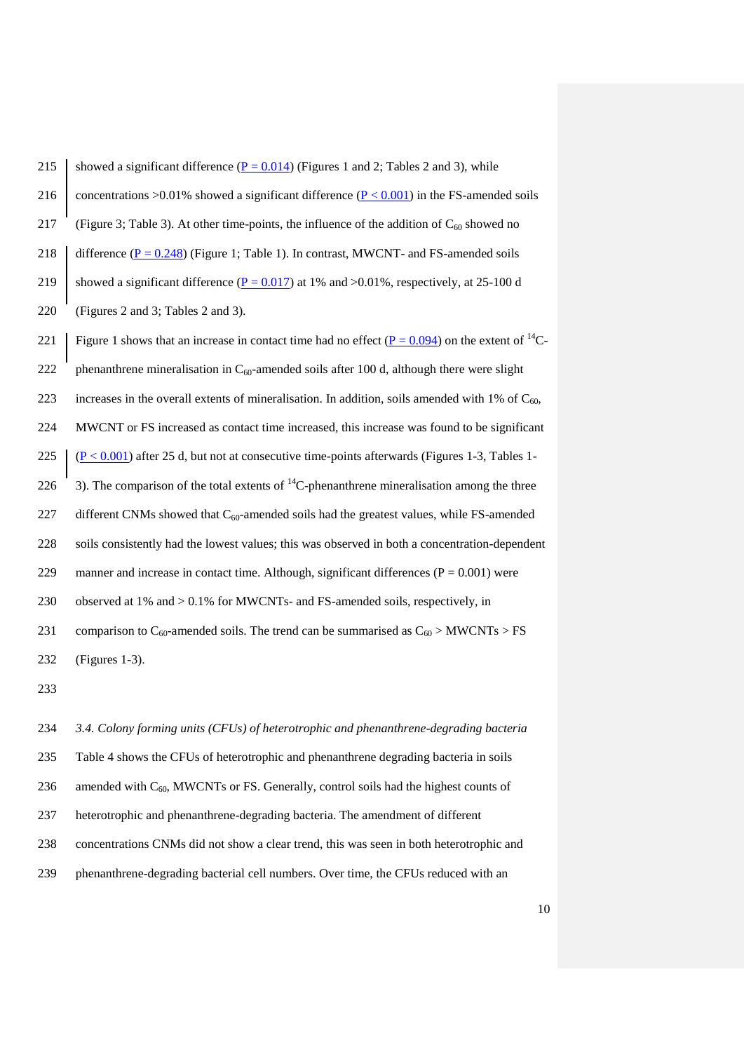showed a significant difference ($P = 0.014$) (Figures 1 and 2; Tables 2 and 3), while concentrations >0.01% showed a significant difference ($P < 0.001$) in the FS-amended soils (Figure 3; Table 3). At other time-points, the influence of the addition of $C_{60}$ showed no difference ($P = 0.248$) (Figure 1; Table 1). In contrast, MWCNT- and FS-amended soils showed a significant difference ($P = 0.017$) at 1% and >0.01%, respectively, at 25-100 d (Figures 2 and 3; Tables 2 and 3).

Figure 1 shows that an increase in contact time had no effect ($P = 0.094$) on the extent of $^{14}C$-phenanthrene mineralisation in $C_{60}$-amended soils after 100 d, although there were slight increases in the overall extents of mineralisation. In addition, soils amended with 1% of $C_{60}$, MWCNT or FS increased as contact time increased, this increase was found to be significant ($P < 0.001$) after 25 d, but not at consecutive time-points afterwards (Figures 1-3, Tables 1-3). The comparison of the total extents of $^{14}C$-phenanthrene mineralisation among the three different CNMs showed that $C_{60}$-amended soils had the greatest values, while FS-amended soils consistently had the lowest values; this was observed in both a concentration-dependent manner and increase in contact time. Although, significant differences ($P = 0.001$) were observed at 1% and > 0.1% for MWCNTs- and FS-amended soils, respectively, in comparison to $C_{60}$-amended soils. The trend can be summarised as $C_{60}$ > MWCNTs > FS (Figures 1-3).

*3.4. Colony forming units (CFUs) of heterotrophic and phenanthrene-degrading bacteria*

Table 4 shows the CFUs of heterotrophic and phenanthrene degrading bacteria in soils amended with $C_{60}$, MWCNTs or FS. Generally, control soils had the highest counts of heterotrophic and phenanthrene-degrading bacteria. The amendment of different concentrations CNMs did not show a clear trend, this was seen in both heterotrophic and phenanthrene-degrading bacterial cell numbers. Over time, the CFUs reduced with an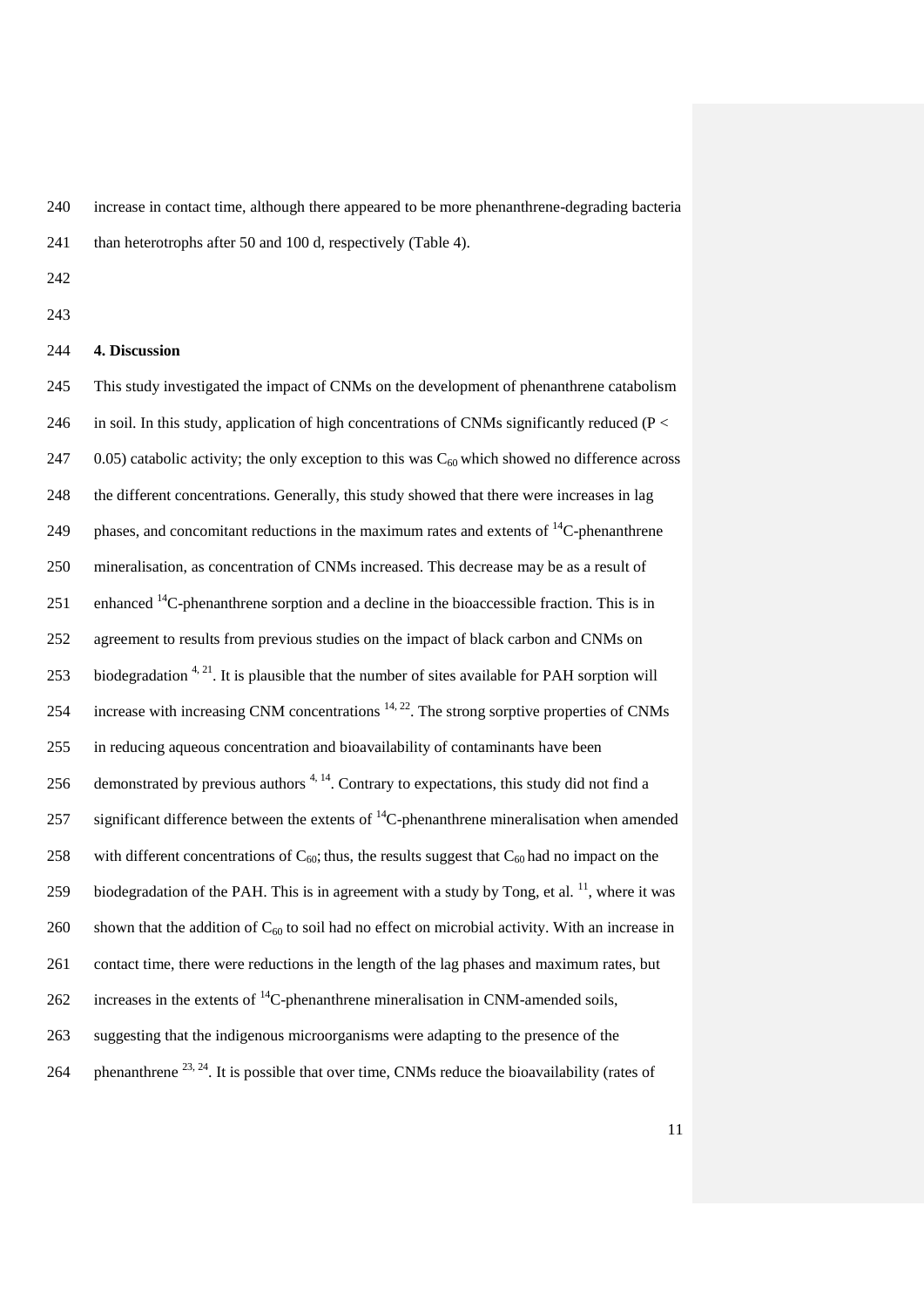increase in contact time, although there appeared to be more phenanthrene-degrading bacteria than heterotrophs after 50 and 100 d, respectively (Table 4).

## 4. Discussion

This study investigated the impact of CNMs on the development of phenanthrene catabolism in soil. In this study, application of high concentrations of CNMs significantly reduced ($P < 0.05$) catabolic activity; the only exception to this was $C_{60}$ which showed no difference across the different concentrations. Generally, this study showed that there were increases in lag phases, and concomitant reductions in the maximum rates and extents of $^{14}C$-phenanthrene mineralisation, as concentration of CNMs increased. This decrease may be as a result of enhanced $^{14}C$-phenanthrene sorption and a decline in the bioaccessible fraction. This is in agreement to results from previous studies on the impact of black carbon and CNMs on biodegradation [4, 21]. It is plausible that the number of sites available for PAH sorption will increase with increasing CNM concentrations [14, 22]. The strong sorptive properties of CNMs in reducing aqueous concentration and bioavailability of contaminants have been demonstrated by previous authors [4, 14]. Contrary to expectations, this study did not find a significant difference between the extents of $^{14}C$-phenanthrene mineralisation when amended with different concentrations of $C_{60}$; thus, the results suggest that $C_{60}$ had no impact on the biodegradation of the PAH. This is in agreement with a study by Tong, et al. [11], where it was shown that the addition of $C_{60}$ to soil had no effect on microbial activity. With an increase in contact time, there were reductions in the length of the lag phases and maximum rates, but increases in the extents of $^{14}C$-phenanthrene mineralisation in CNM-amended soils, suggesting that the indigenous microorganisms were adapting to the presence of the phenanthrene [23, 24]. It is possible that over time, CNMs reduce the bioavailability (rates of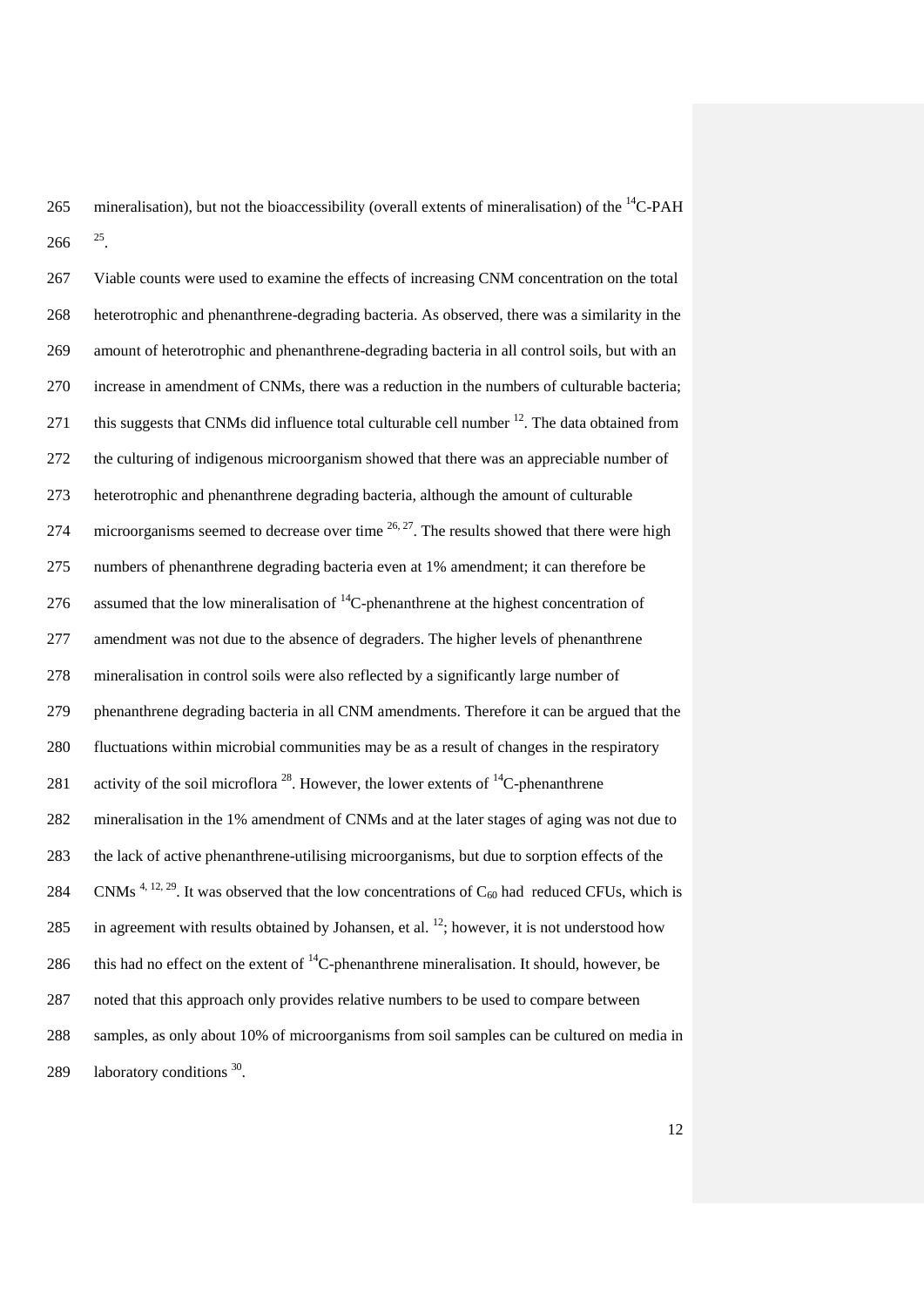mineralisation), but not the bioaccessibility (overall extents of mineralisation) of the $^{14}$C-PAH [25].

Viable counts were used to examine the effects of increasing CNM concentration on the total heterotrophic and phenanthrene-degrading bacteria. As observed, there was a similarity in the amount of heterotrophic and phenanthrene-degrading bacteria in all control soils, but with an increase in amendment of CNMs, there was a reduction in the numbers of culturable bacteria; this suggests that CNMs did influence total culturable cell number [12]. The data obtained from the culturing of indigenous microorganism showed that there was an appreciable number of heterotrophic and phenanthrene degrading bacteria, although the amount of culturable microorganisms seemed to decrease over time [26, 27]. The results showed that there were high numbers of phenanthrene degrading bacteria even at 1% amendment; it can therefore be assumed that the low mineralisation of $^{14}$C-phenanthrene at the highest concentration of amendment was not due to the absence of degraders. The higher levels of phenanthrene mineralisation in control soils were also reflected by a significantly large number of phenanthrene degrading bacteria in all CNM amendments. Therefore it can be argued that the fluctuations within microbial communities may be as a result of changes in the respiratory activity of the soil microflora [28]. However, the lower extents of $^{14}$C-phenanthrene mineralisation in the 1% amendment of CNMs and at the later stages of aging was not due to the lack of active phenanthrene-utilising microorganisms, but due to sorption effects of the CNMs [4, 12, 29]. It was observed that the low concentrations of $C_{60}$ had reduced CFUs, which is in agreement with results obtained by Johansen, et al. [12]; however, it is not understood how this had no effect on the extent of $^{14}$C-phenanthrene mineralisation. It should, however, be noted that this approach only provides relative numbers to be used to compare between samples, as only about 10% of microorganisms from soil samples can be cultured on media in laboratory conditions [30].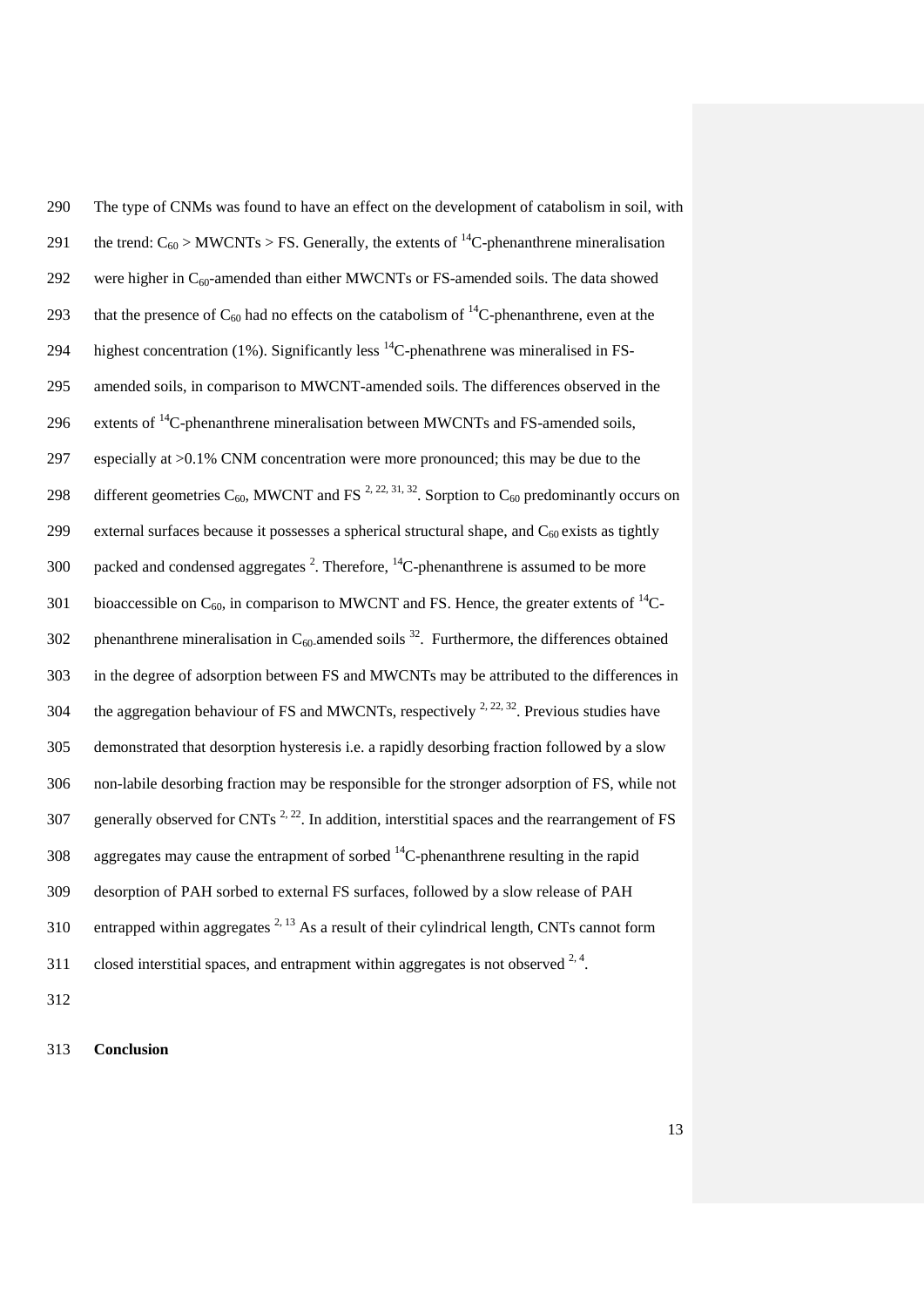The type of CNMs was found to have an effect on the development of catabolism in soil, with the trend: $C_{60}$ > MWCNTs > FS. Generally, the extents of $^{14}C$-phenanthrene mineralisation were higher in $C_{60}$-amended than either MWCNTs or FS-amended soils. The data showed that the presence of $C_{60}$ had no effects on the catabolism of $^{14}C$-phenanthrene, even at the highest concentration (1%). Significantly less $^{14}C$-phenathrene was mineralised in FS-amended soils, in comparison to MWCNT-amended soils. The differences observed in the extents of $^{14}C$-phenanthrene mineralisation between MWCNTs and FS-amended soils, especially at >0.1% CNM concentration were more pronounced; this may be due to the different geometries $C_{60}$, MWCNT and FS [2, 22, 31, 32]. Sorption to $C_{60}$ predominantly occurs on external surfaces because it possesses a spherical structural shape, and $C_{60}$ exists as tightly packed and condensed aggregates [2]. Therefore, $^{14}C$-phenanthrene is assumed to be more bioaccessible on $C_{60}$, in comparison to MWCNT and FS. Hence, the greater extents of $^{14}C$-phenanthrene mineralisation in $C_{60}$-amended soils [32]. Furthermore, the differences obtained in the degree of adsorption between FS and MWCNTs may be attributed to the differences in the aggregation behaviour of FS and MWCNTs, respectively [2, 22, 32]. Previous studies have demonstrated that desorption hysteresis i.e. a rapidly desorbing fraction followed by a slow non-labile desorbing fraction may be responsible for the stronger adsorption of FS, while not generally observed for CNTs [2, 22]. In addition, interstitial spaces and the rearrangement of FS aggregates may cause the entrapment of sorbed $^{14}C$-phenanthrene resulting in the rapid desorption of PAH sorbed to external FS surfaces, followed by a slow release of PAH entrapped within aggregates [2, 13] As a result of their cylindrical length, CNTs cannot form closed interstitial spaces, and entrapment within aggregates is not observed [2, 4].

## Conclusion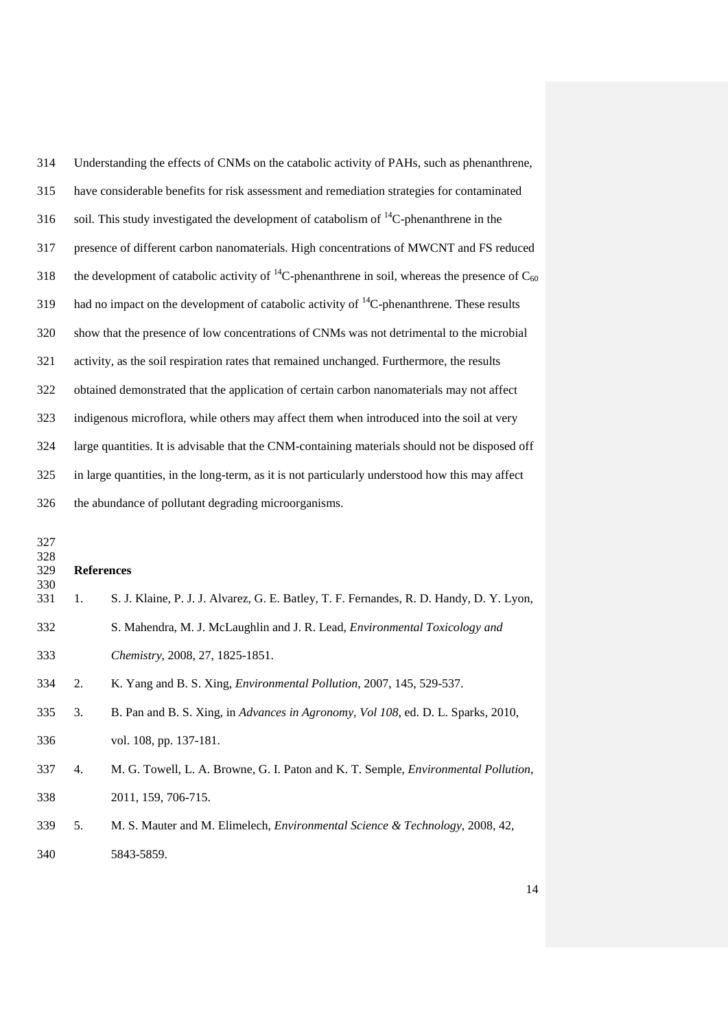Understanding the effects of CNMs on the catabolic activity of PAHs, such as phenanthrene, have considerable benefits for risk assessment and remediation strategies for contaminated soil. This study investigated the development of catabolism of $^{14}$C-phenanthrene in the presence of different carbon nanomaterials. High concentrations of MWCNT and FS reduced the development of catabolic activity of $^{14}$C-phenanthrene in soil, whereas the presence of $C_{60}$ had no impact on the development of catabolic activity of $^{14}$C-phenanthrene. These results show that the presence of low concentrations of CNMs was not detrimental to the microbial activity, as the soil respiration rates that remained unchanged. Furthermore, the results obtained demonstrated that the application of certain carbon nanomaterials may not affect indigenous microflora, while others may affect them when introduced into the soil at very large quantities. It is advisable that the CNM-containing materials should not be disposed off in large quantities, in the long-term, as it is not particularly understood how this may affect the abundance of pollutant degrading microorganisms.

**References**

1. S. J. Klaine, P. J. J. Alvarez, G. E. Batley, T. F. Fernandes, R. D. Handy, D. Y. Lyon, S. Mahendra, M. J. McLaughlin and J. R. Lead, *Environmental Toxicology and Chemistry*, 2008, 27, 1825-1851.
2. K. Yang and B. S. Xing, *Environmental Pollution*, 2007, 145, 529-537.
3. B. Pan and B. S. Xing, in *Advances in Agronomy, Vol 108*, ed. D. L. Sparks, 2010, vol. 108, pp. 137-181.
4. M. G. Towell, L. A. Browne, G. I. Paton and K. T. Semple, *Environmental Pollution*, 2011, 159, 706-715.
5. M. S. Mauter and M. Elimelech, *Environmental Science & Technology*, 2008, 42, 5843-5859.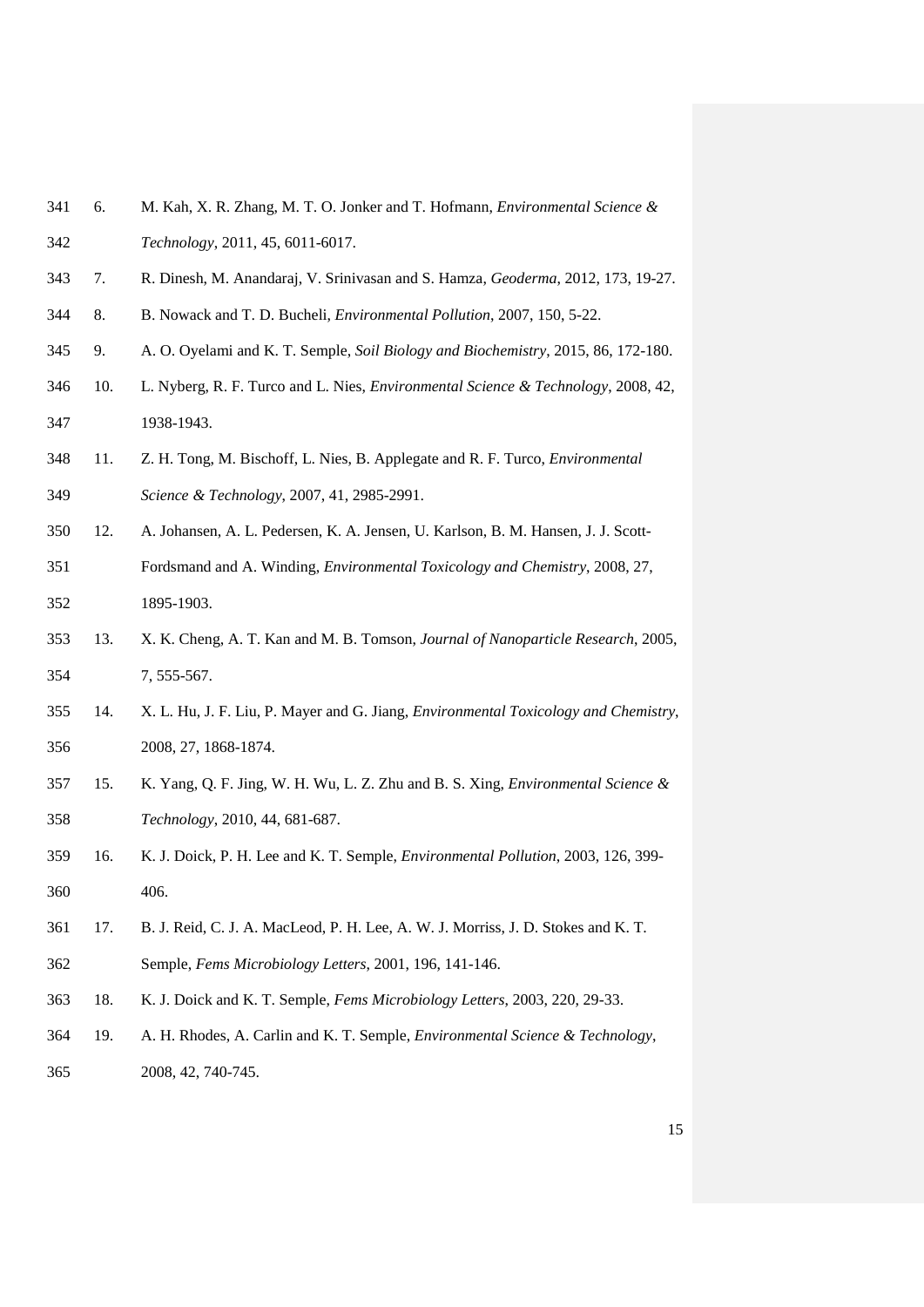6. M. Kah, X. R. Zhang, M. T. O. Jonker and T. Hofmann, *Environmental Science & Technology*, 2011, 45, 6011-6017.
7. R. Dinesh, M. Anandaraj, V. Srinivasan and S. Hamza, *Geoderma*, 2012, 173, 19-27.
8. B. Nowack and T. D. Bucheli, *Environmental Pollution*, 2007, 150, 5-22.
9. A. O. Oyelami and K. T. Semple, *Soil Biology and Biochemistry*, 2015, 86, 172-180.
10. L. Nyberg, R. F. Turco and L. Nies, *Environmental Science & Technology*, 2008, 42, 1938-1943.
11. Z. H. Tong, M. Bischoff, L. Nies, B. Applegate and R. F. Turco, *Environmental Science & Technology*, 2007, 41, 2985-2991.
12. A. Johansen, A. L. Pedersen, K. A. Jensen, U. Karlson, B. M. Hansen, J. J. Scott-Fordsmand and A. Winding, *Environmental Toxicology and Chemistry*, 2008, 27, 1895-1903.
13. X. K. Cheng, A. T. Kan and M. B. Tomson, *Journal of Nanoparticle Research*, 2005, 7, 555-567.
14. X. L. Hu, J. F. Liu, P. Mayer and G. Jiang, *Environmental Toxicology and Chemistry*, 2008, 27, 1868-1874.
15. K. Yang, Q. F. Jing, W. H. Wu, L. Z. Zhu and B. S. Xing, *Environmental Science & Technology*, 2010, 44, 681-687.
16. K. J. Doick, P. H. Lee and K. T. Semple, *Environmental Pollution*, 2003, 126, 399-406.
17. B. J. Reid, C. J. A. MacLeod, P. H. Lee, A. W. J. Morriss, J. D. Stokes and K. T. Semple, *Fems Microbiology Letters*, 2001, 196, 141-146.
18. K. J. Doick and K. T. Semple, *Fems Microbiology Letters*, 2003, 220, 29-33.
19. A. H. Rhodes, A. Carlin and K. T. Semple, *Environmental Science & Technology*, 2008, 42, 740-745.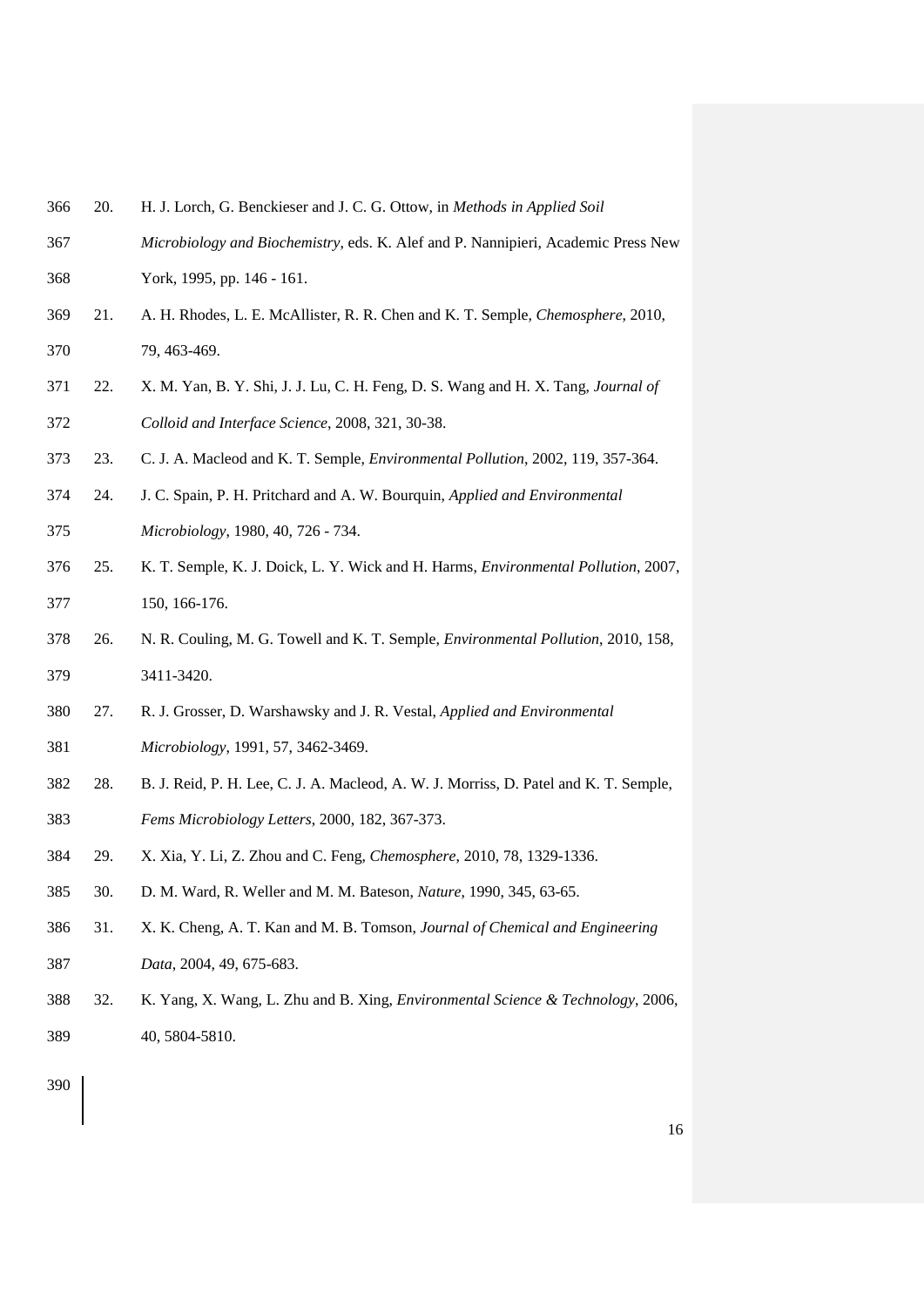20. H. J. Lorch, G. Benckieser and J. C. G. Ottow, in *Methods in Applied Soil Microbiology and Biochemistry*, eds. K. Alef and P. Nannipieri, Academic Press New York, 1995, pp. 146 - 161.
21. A. H. Rhodes, L. E. McAllister, R. R. Chen and K. T. Semple, *Chemosphere*, 2010, 79, 463-469.
22. X. M. Yan, B. Y. Shi, J. J. Lu, C. H. Feng, D. S. Wang and H. X. Tang, *Journal of Colloid and Interface Science*, 2008, 321, 30-38.
23. C. J. A. Macleod and K. T. Semple, *Environmental Pollution*, 2002, 119, 357-364.
24. J. C. Spain, P. H. Pritchard and A. W. Bourquin, *Applied and Environmental Microbiology*, 1980, 40, 726 - 734.
25. K. T. Semple, K. J. Doick, L. Y. Wick and H. Harms, *Environmental Pollution*, 2007, 150, 166-176.
26. N. R. Couling, M. G. Towell and K. T. Semple, *Environmental Pollution*, 2010, 158, 3411-3420.
27. R. J. Grosser, D. Warshawsky and J. R. Vestal, *Applied and Environmental Microbiology*, 1991, 57, 3462-3469.
28. B. J. Reid, P. H. Lee, C. J. A. Macleod, A. W. J. Morriss, D. Patel and K. T. Semple, *Fems Microbiology Letters*, 2000, 182, 367-373.
29. X. Xia, Y. Li, Z. Zhou and C. Feng, *Chemosphere*, 2010, 78, 1329-1336.
30. D. M. Ward, R. Weller and M. M. Bateson, *Nature*, 1990, 345, 63-65.
31. X. K. Cheng, A. T. Kan and M. B. Tomson, *Journal of Chemical and Engineering Data*, 2004, 49, 675-683.
32. K. Yang, X. Wang, L. Zhu and B. Xing, *Environmental Science & Technology*, 2006, 40, 5804-5810.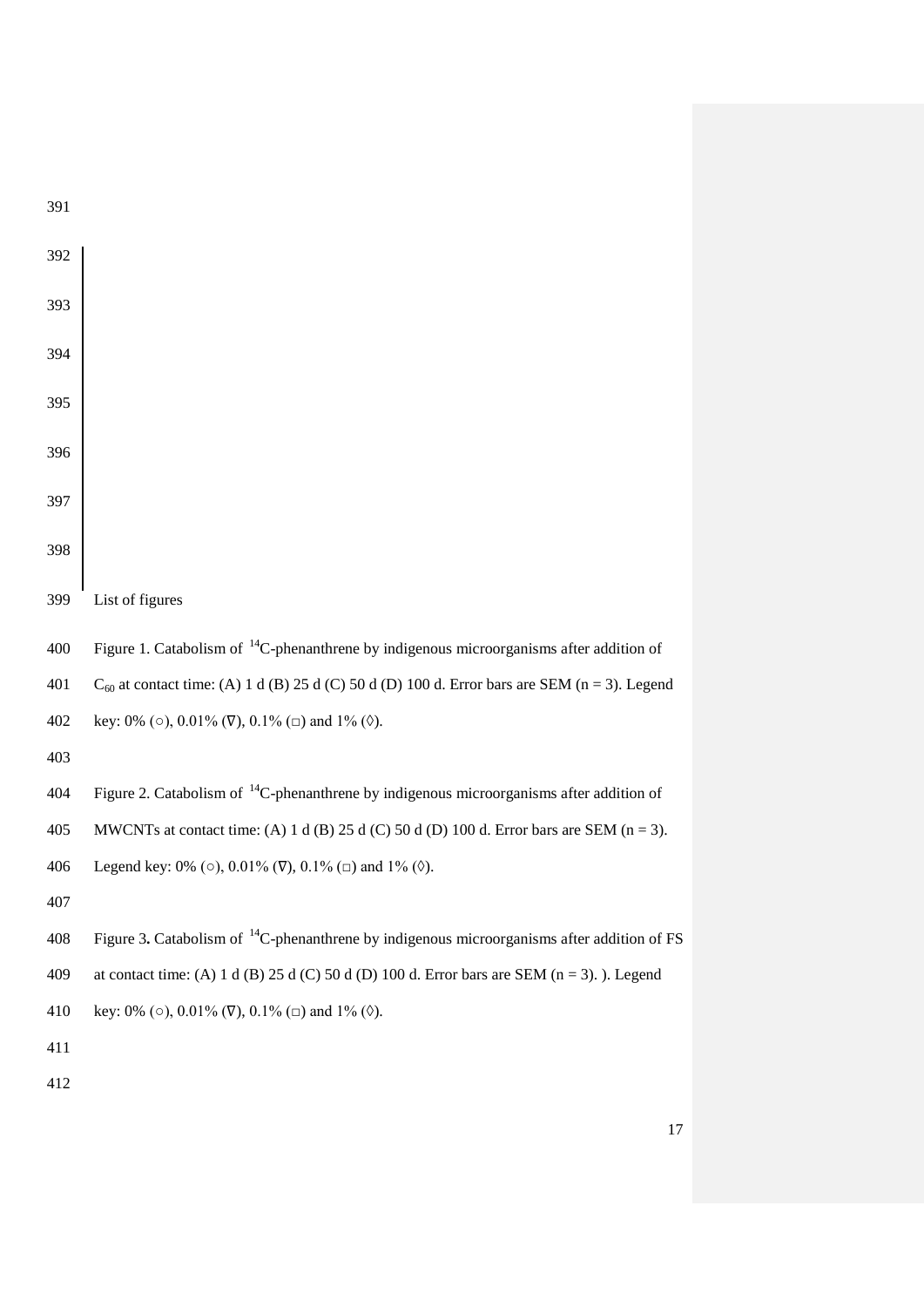List of figures

Figure 1. Catabolism of $^{14}C$-phenanthrene by indigenous microorganisms after addition of $C_{60}$ at contact time: (A) 1 d (B) 25 d (C) 50 d (D) 100 d. Error bars are SEM (n = 3). Legend key: 0% (○), 0.01% (∇), 0.1% (□) and 1% (◊).

Figure 2. Catabolism of $^{14}C$-phenanthrene by indigenous microorganisms after addition of MWCNTs at contact time: (A) 1 d (B) 25 d (C) 50 d (D) 100 d. Error bars are SEM (n = 3). Legend key: 0% (○), 0.01% (∇), 0.1% (□) and 1% (◊).

Figure 3**.** Catabolism of $^{14}C$-phenanthrene by indigenous microorganisms after addition of FS at contact time: (A) 1 d (B) 25 d (C) 50 d (D) 100 d. Error bars are SEM (n = 3). ). Legend key: 0% (○), 0.01% (∇), 0.1% (□) and 1% (◊).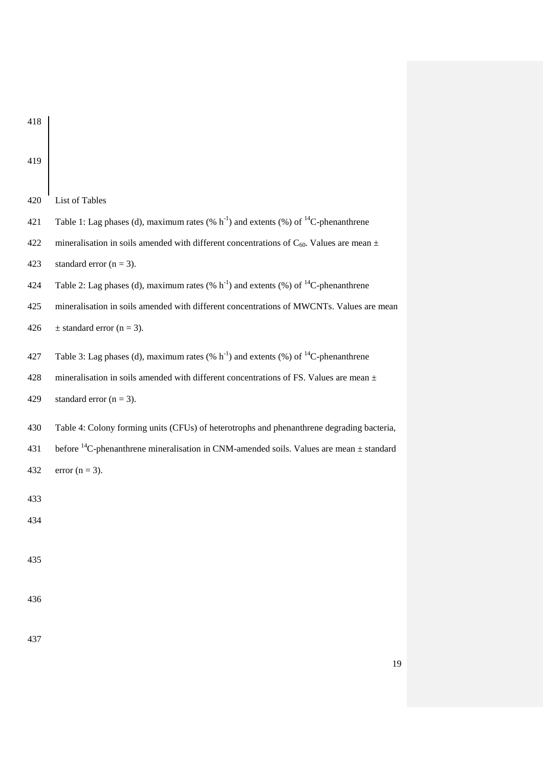List of Tables

Table 1: Lag phases (d), maximum rates (% $h^{-1}$) and extents (%) of $^{14}C$-phenanthrene mineralisation in soils amended with different concentrations of $C_{60}$. Values are mean ± standard error (n = 3).

Table 2: Lag phases (d), maximum rates (% $h^{-1}$) and extents (%) of $^{14}C$-phenanthrene mineralisation in soils amended with different concentrations of MWCNTs. Values are mean ± standard error (n = 3).

Table 3: Lag phases (d), maximum rates (% $h^{-1}$) and extents (%) of $^{14}C$-phenanthrene mineralisation in soils amended with different concentrations of FS. Values are mean ± standard error (n = 3).

Table 4: Colony forming units (CFUs) of heterotrophs and phenanthrene degrading bacteria, before $^{14}C$-phenanthrene mineralisation in CNM-amended soils. Values are mean ± standard error (n = 3).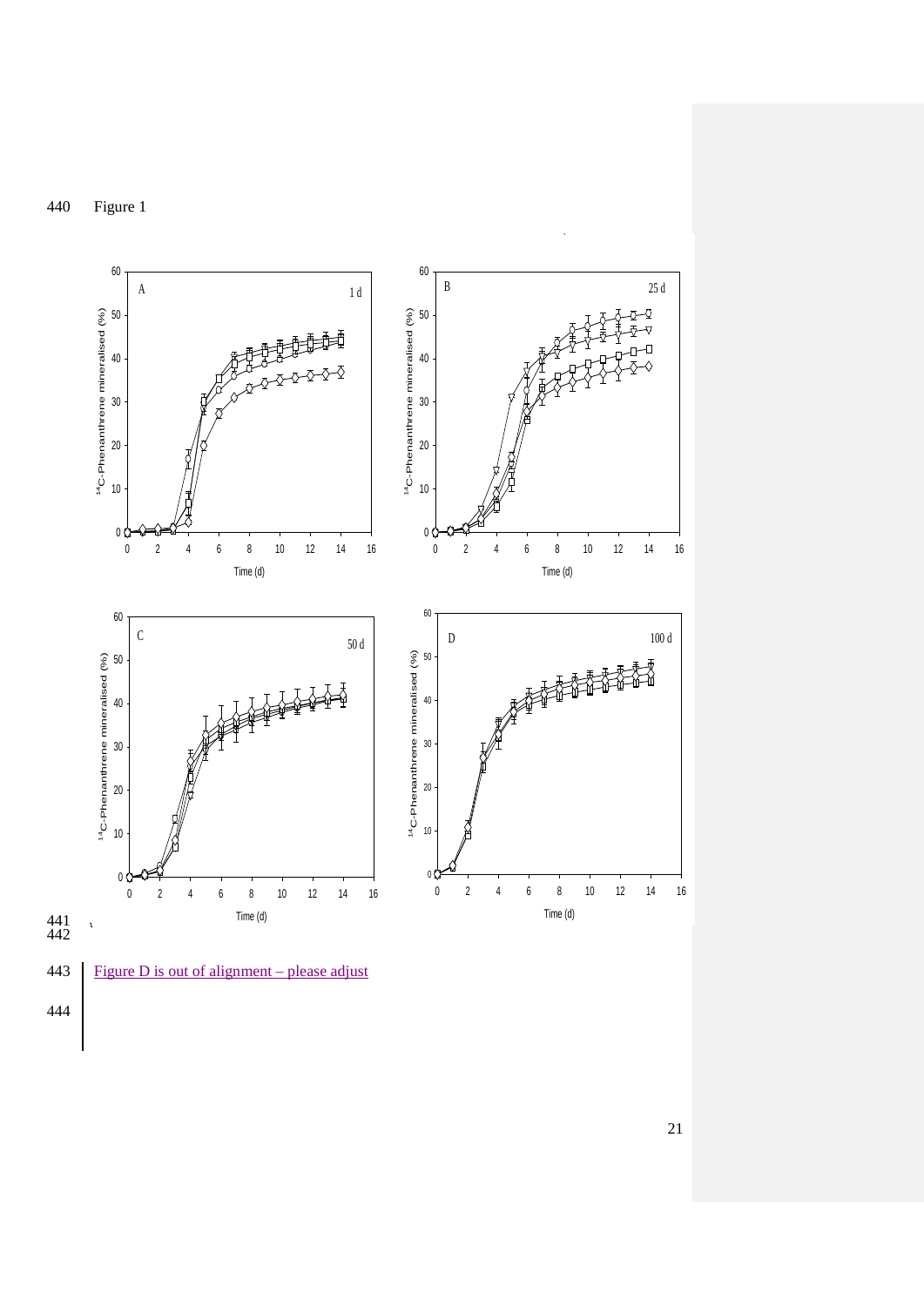Figure 1

Figure D is out of alignment – please adjust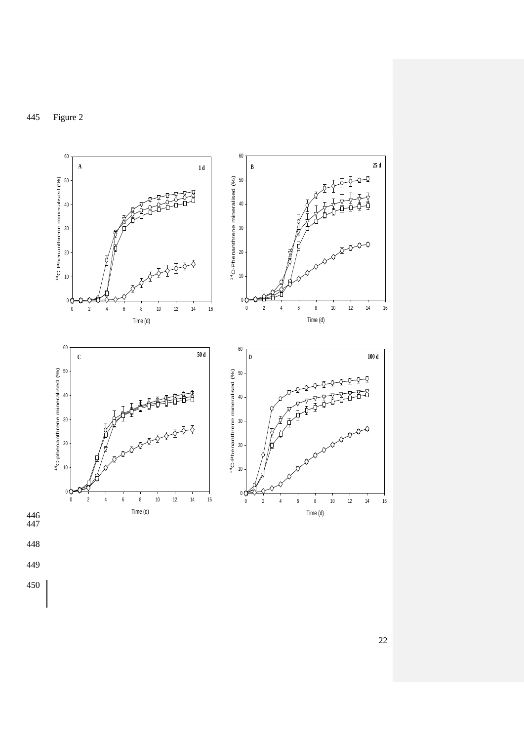Figure 2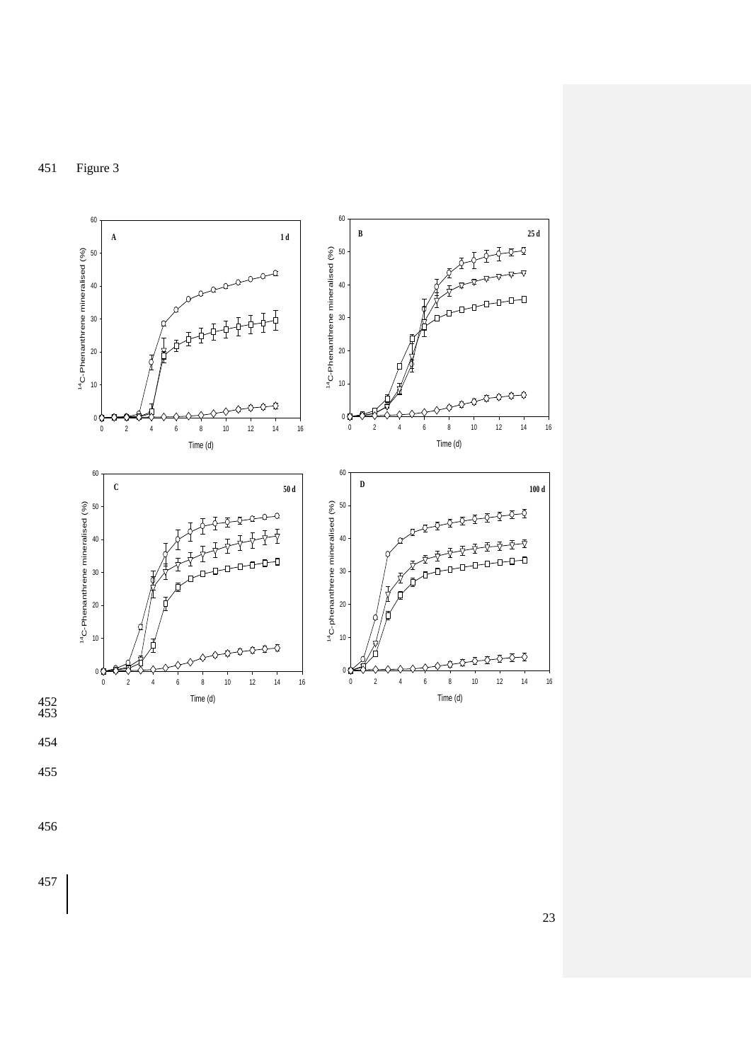Figure 3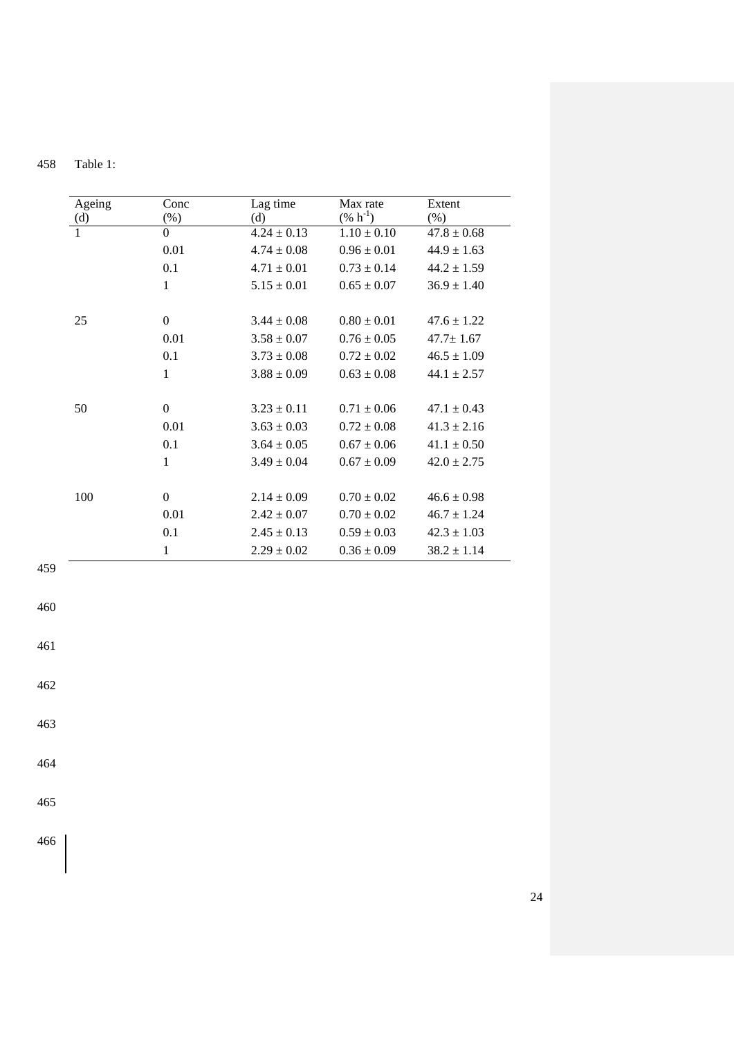Table 1:

| Ageing (d) | Conc (%) | Lag time (d) | Max rate (% $h^{-1}$) | Extent (%) |
|---|---|---|---|---|
| 1 | 0 | 4.24 ± 0.13 | 1.10 ± 0.10 | 47.8 ± 0.68 |
| | 0.01 | 4.74 ± 0.08 | 0.96 ± 0.01 | 44.9 ± 1.63 |
| | 0.1 | 4.71 ± 0.01 | 0.73 ± 0.14 | 44.2 ± 1.59 |
| | 1 | 5.15 ± 0.01 | 0.65 ± 0.07 | 36.9 ± 1.40 |
| 25 | 0 | 3.44 ± 0.08 | 0.80 ± 0.01 | 47.6 ± 1.22 |
| | 0.01 | 3.58 ± 0.07 | 0.76 ± 0.05 | 47.7± 1.67 |
| | 0.1 | 3.73 ± 0.08 | 0.72 ± 0.02 | 46.5 ± 1.09 |
| | 1 | 3.88 ± 0.09 | 0.63 ± 0.08 | 44.1 ± 2.57 |
| 50 | 0 | 3.23 ± 0.11 | 0.71 ± 0.06 | 47.1 ± 0.43 |
| | 0.01 | 3.63 ± 0.03 | 0.72 ± 0.08 | 41.3 ± 2.16 |
| | 0.1 | 3.64 ± 0.05 | 0.67 ± 0.06 | 41.1 ± 0.50 |
| | 1 | 3.49 ± 0.04 | 0.67 ± 0.09 | 42.0 ± 2.75 |
| 100 | 0 | 2.14 ± 0.09 | 0.70 ± 0.02 | 46.6 ± 0.98 |
| | 0.01 | 2.42 ± 0.07 | 0.70 ± 0.02 | 46.7 ± 1.24 |
| | 0.1 | 2.45 ± 0.13 | 0.59 ± 0.03 | 42.3 ± 1.03 |
| | 1 | 2.29 ± 0.02 | 0.36 ± 0.09 | 38.2 ± 1.14 |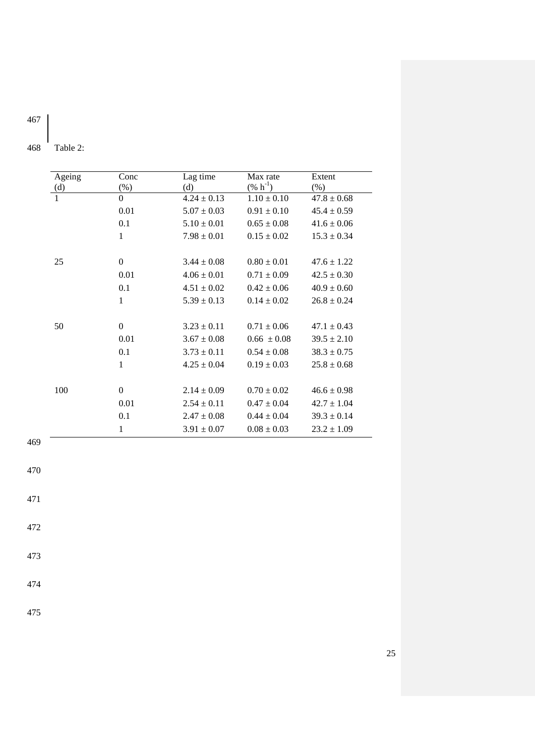Table 2:

| Ageing (d) | Conc (%) | Lag time (d) | Max rate (% $h^{-1}$) | Extent (%) |
|---|---|---|---|---|
| 1 | 0 | 4.24 ± 0.13 | 1.10 ± 0.10 | 47.8 ± 0.68 |
| | 0.01 | 5.07 ± 0.03 | 0.91 ± 0.10 | 45.4 ± 0.59 |
| | 0.1 | 5.10 ± 0.01 | 0.65 ± 0.08 | 41.6 ± 0.06 |
| | 1 | 7.98 ± 0.01 | 0.15 ± 0.02 | 15.3 ± 0.34 |
| 25 | 0 | 3.44 ± 0.08 | 0.80 ± 0.01 | 47.6 ± 1.22 |
| | 0.01 | 4.06 ± 0.01 | 0.71 ± 0.09 | 42.5 ± 0.30 |
| | 0.1 | 4.51 ± 0.02 | 0.42 ± 0.06 | 40.9 ± 0.60 |
| | 1 | 5.39 ± 0.13 | 0.14 ± 0.02 | 26.8 ± 0.24 |
| 50 | 0 | 3.23 ± 0.11 | 0.71 ± 0.06 | 47.1 ± 0.43 |
| | 0.01 | 3.67 ± 0.08 | 0.66 ± 0.08 | 39.5 ± 2.10 |
| | 0.1 | 3.73 ± 0.11 | 0.54 ± 0.08 | 38.3 ± 0.75 |
| | 1 | 4.25 ± 0.04 | 0.19 ± 0.03 | 25.8 ± 0.68 |
| 100 | 0 | 2.14 ± 0.09 | 0.70 ± 0.02 | 46.6 ± 0.98 |
| | 0.01 | 2.54 ± 0.11 | 0.47 ± 0.04 | 42.7 ± 1.04 |
| | 0.1 | 2.47 ± 0.08 | 0.44 ± 0.04 | 39.3 ± 0.14 |
| | 1 | 3.91 ± 0.07 | 0.08 ± 0.03 | 23.2 ± 1.09 |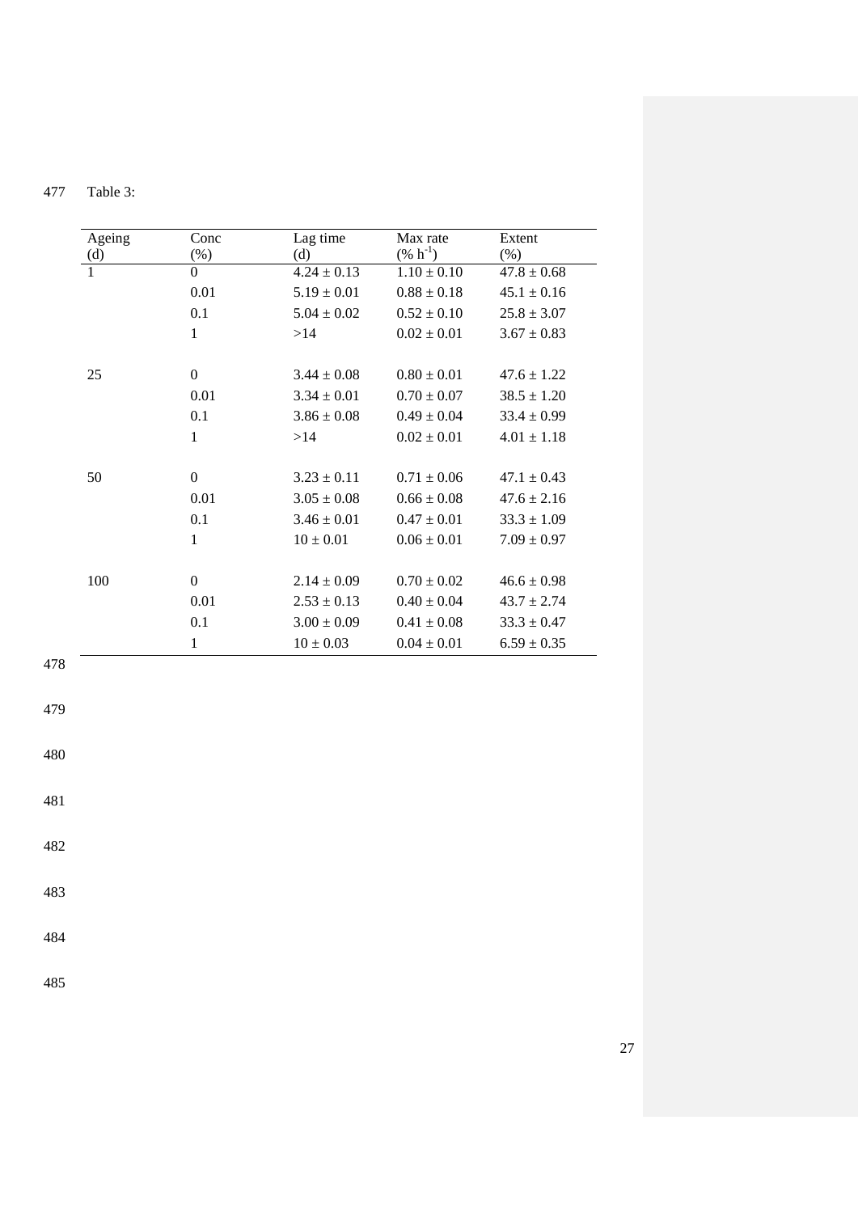Table 3:

| Ageing (d) | Conc (%) | Lag time (d) | Max rate (% $h^{-1}$) | Extent (%) |
|---|---|---|---|---|
| 1 | 0 | 4.24 ± 0.13 | 1.10 ± 0.10 | 47.8 ± 0.68 |
| | 0.01 | 5.19 ± 0.01 | 0.88 ± 0.18 | 45.1 ± 0.16 |
| | 0.1 | 5.04 ± 0.02 | 0.52 ± 0.10 | 25.8 ± 3.07 |
| | 1 | >14 | 0.02 ± 0.01 | 3.67 ± 0.83 |
| 25 | 0 | 3.44 ± 0.08 | 0.80 ± 0.01 | 47.6 ± 1.22 |
| | 0.01 | 3.34 ± 0.01 | 0.70 ± 0.07 | 38.5 ± 1.20 |
| | 0.1 | 3.86 ± 0.08 | 0.49 ± 0.04 | 33.4 ± 0.99 |
| | 1 | >14 | 0.02 ± 0.01 | 4.01 ± 1.18 |
| 50 | 0 | 3.23 ± 0.11 | 0.71 ± 0.06 | 47.1 ± 0.43 |
| | 0.01 | 3.05 ± 0.08 | 0.66 ± 0.08 | 47.6 ± 2.16 |
| | 0.1 | 3.46 ± 0.01 | 0.47 ± 0.01 | 33.3 ± 1.09 |
| | 1 | 10 ± 0.01 | 0.06 ± 0.01 | 7.09 ± 0.97 |
| 100 | 0 | 2.14 ± 0.09 | 0.70 ± 0.02 | 46.6 ± 0.98 |
| | 0.01 | 2.53 ± 0.13 | 0.40 ± 0.04 | 43.7 ± 2.74 |
| | 0.1 | 3.00 ± 0.09 | 0.41 ± 0.08 | 33.3 ± 0.47 |
| | 1 | 10 ± 0.03 | 0.04 ± 0.01 | 6.59 ± 0.35 |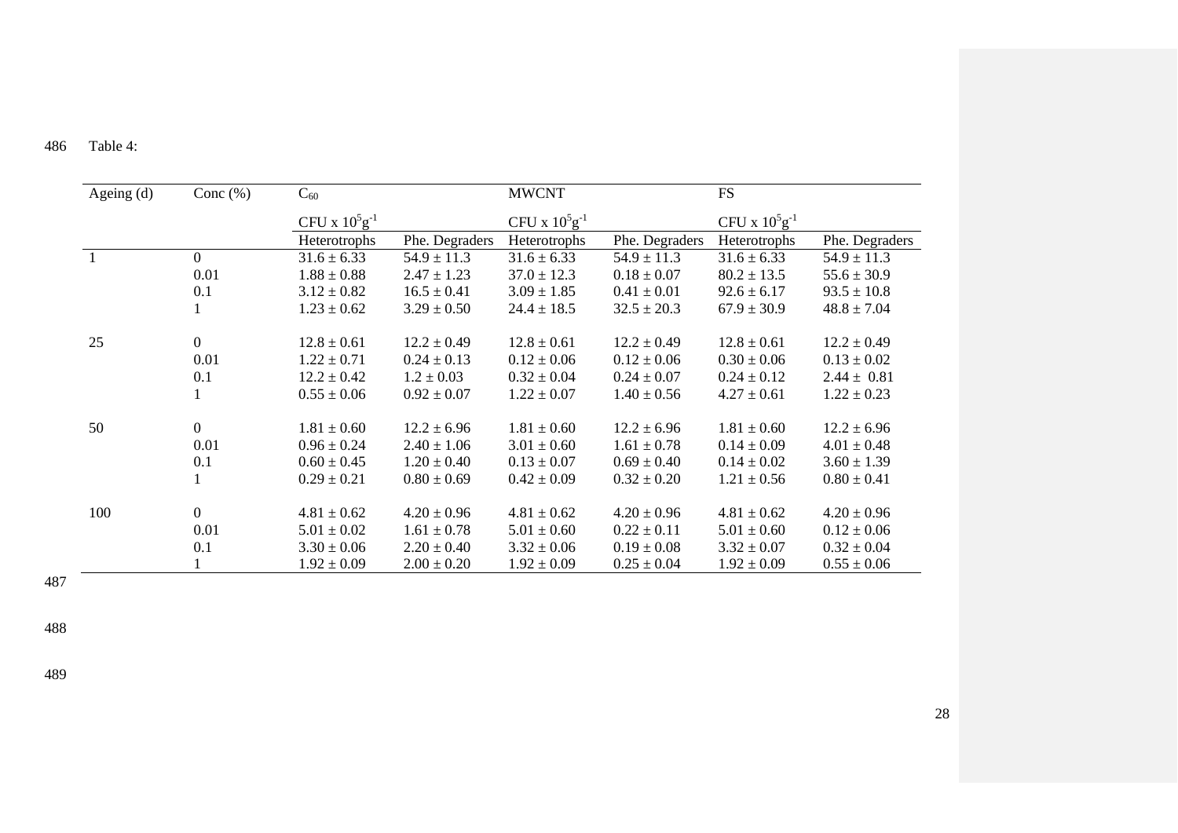Table 4:

| Ageing (d) | Conc (%) | $C_{60}$ | | MWCNT | | FS | |
|---|---|---|---|---|---|---|---|
| | | CFU x $10^5 g^{-1}$ | | CFU x $10^5 g^{-1}$ | | CFU x $10^5 g^{-1}$ | |
| | | Heterotrophs | Phe. Degraders | Heterotrophs | Phe. Degraders | Heterotrophs | Phe. Degraders |
| 1 | 0 | 31.6 ± 6.33 | 54.9 ± 11.3 | 31.6 ± 6.33 | 54.9 ± 11.3 | 31.6 ± 6.33 | 54.9 ± 11.3 |
| | 0.01 | 1.88 ± 0.88 | 2.47 ± 1.23 | 37.0 ± 12.3 | 0.18 ± 0.07 | 80.2 ± 13.5 | 55.6 ± 30.9 |
| | 0.1 | 3.12 ± 0.82 | 16.5 ± 0.41 | 3.09 ± 1.85 | 0.41 ± 0.01 | 92.6 ± 6.17 | 93.5 ± 10.8 |
| | 1 | 1.23 ± 0.62 | 3.29 ± 0.50 | 24.4 ± 18.5 | 32.5 ± 20.3 | 67.9 ± 30.9 | 48.8 ± 7.04 |
| 25 | 0 | 12.8 ± 0.61 | 12.2 ± 0.49 | 12.8 ± 0.61 | 12.2 ± 0.49 | 12.8 ± 0.61 | 12.2 ± 0.49 |
| | 0.01 | 1.22 ± 0.71 | 0.24 ± 0.13 | 0.12 ± 0.06 | 0.12 ± 0.06 | 0.30 ± 0.06 | 0.13 ± 0.02 |
| | 0.1 | 12.2 ± 0.42 | 1.2 ± 0.03 | 0.32 ± 0.04 | 0.24 ± 0.07 | 0.24 ± 0.12 | 2.44 ± 0.81 |
| | 1 | 0.55 ± 0.06 | 0.92 ± 0.07 | 1.22 ± 0.07 | 1.40 ± 0.56 | 4.27 ± 0.61 | 1.22 ± 0.23 |
| 50 | 0 | 1.81 ± 0.60 | 12.2 ± 6.96 | 1.81 ± 0.60 | 12.2 ± 6.96 | 1.81 ± 0.60 | 12.2 ± 6.96 |
| | 0.01 | 0.96 ± 0.24 | 2.40 ± 1.06 | 3.01 ± 0.60 | 1.61 ± 0.78 | 0.14 ± 0.09 | 4.01 ± 0.48 |
| | 0.1 | 0.60 ± 0.45 | 1.20 ± 0.40 | 0.13 ± 0.07 | 0.69 ± 0.40 | 0.14 ± 0.02 | 3.60 ± 1.39 |
| | 1 | 0.29 ± 0.21 | 0.80 ± 0.69 | 0.42 ± 0.09 | 0.32 ± 0.20 | 1.21 ± 0.56 | 0.80 ± 0.41 |
| 100 | 0 | 4.81 ± 0.62 | 4.20 ± 0.96 | 4.81 ± 0.62 | 4.20 ± 0.96 | 4.81 ± 0.62 | 4.20 ± 0.96 |
| | 0.01 | 5.01 ± 0.02 | 1.61 ± 0.78 | 5.01 ± 0.60 | 0.22 ± 0.11 | 5.01 ± 0.60 | 0.12 ± 0.06 |
| | 0.1 | 3.30 ± 0.06 | 2.20 ± 0.40 | 3.32 ± 0.06 | 0.19 ± 0.08 | 3.32 ± 0.07 | 0.32 ± 0.04 |
| | 1 | 1.92 ± 0.09 | 2.00 ± 0.20 | 1.92 ± 0.09 | 0.25 ± 0.04 | 1.92 ± 0.09 | 0.55 ± 0.06 |